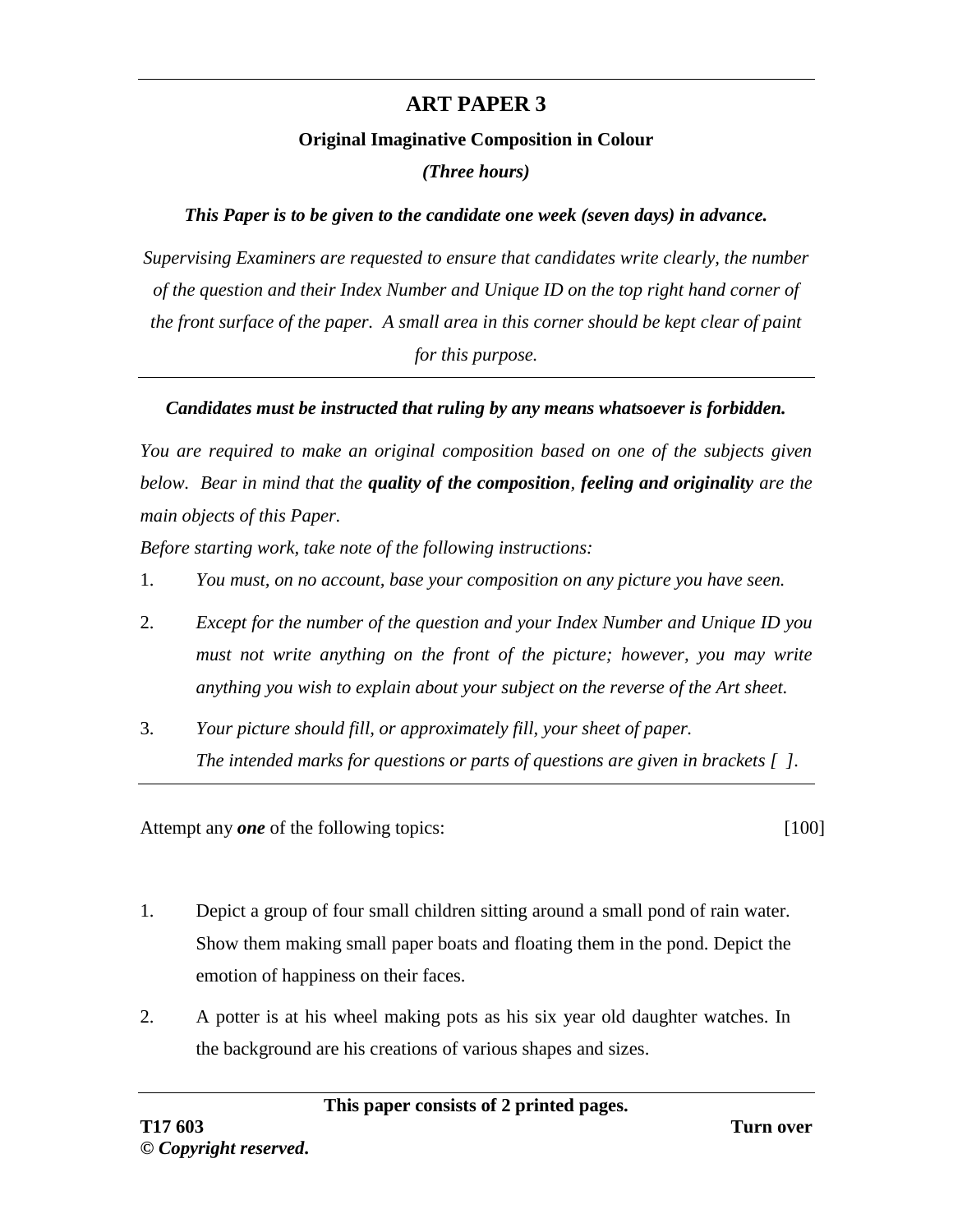# ART PAPER 3

**Original Imaginative Composition in Colour**

***(Three hours)***

***This Paper is to be given to the candidate one week (seven days) in advance.***

*Supervising Examiners are requested to ensure that candidates write clearly, the number of the question and their Index Number and Unique ID on the top right hand corner of the front surface of the paper. A small area in this corner should be kept clear of paint for this purpose.*

---

***Candidates must be instructed that ruling by any means whatsoever is forbidden.***

*You are required to make an original composition based on one of the subjects given below. Bear in mind that the **quality of the composition**, **feeling and originality** are the main objects of this Paper.*

*Before starting work, take note of the following instructions:*

1. *You must, on no account, base your composition on any picture you have seen.*
2. *Except for the number of the question and your Index Number and Unique ID you must not write anything on the front of the picture; however, you may write anything you wish to explain about your subject on the reverse of the Art sheet.*
3. *Your picture should fill, or approximately fill, your sheet of paper.*
   *The intended marks for questions or parts of questions are given in brackets [ ].*

---

Attempt any ***one*** of the following topics: [100]

1. Depict a group of four small children sitting around a small pond of rain water. Show them making small paper boats and floating them in the pond. Depict the emotion of happiness on their faces.

2. A potter is at his wheel making pots as his six year old daughter watches. In the background are his creations of various shapes and sizes.

**This paper consists of 2 printed pages.**

**T17 603**

**Turn over**

**© *Copyright reserved*.**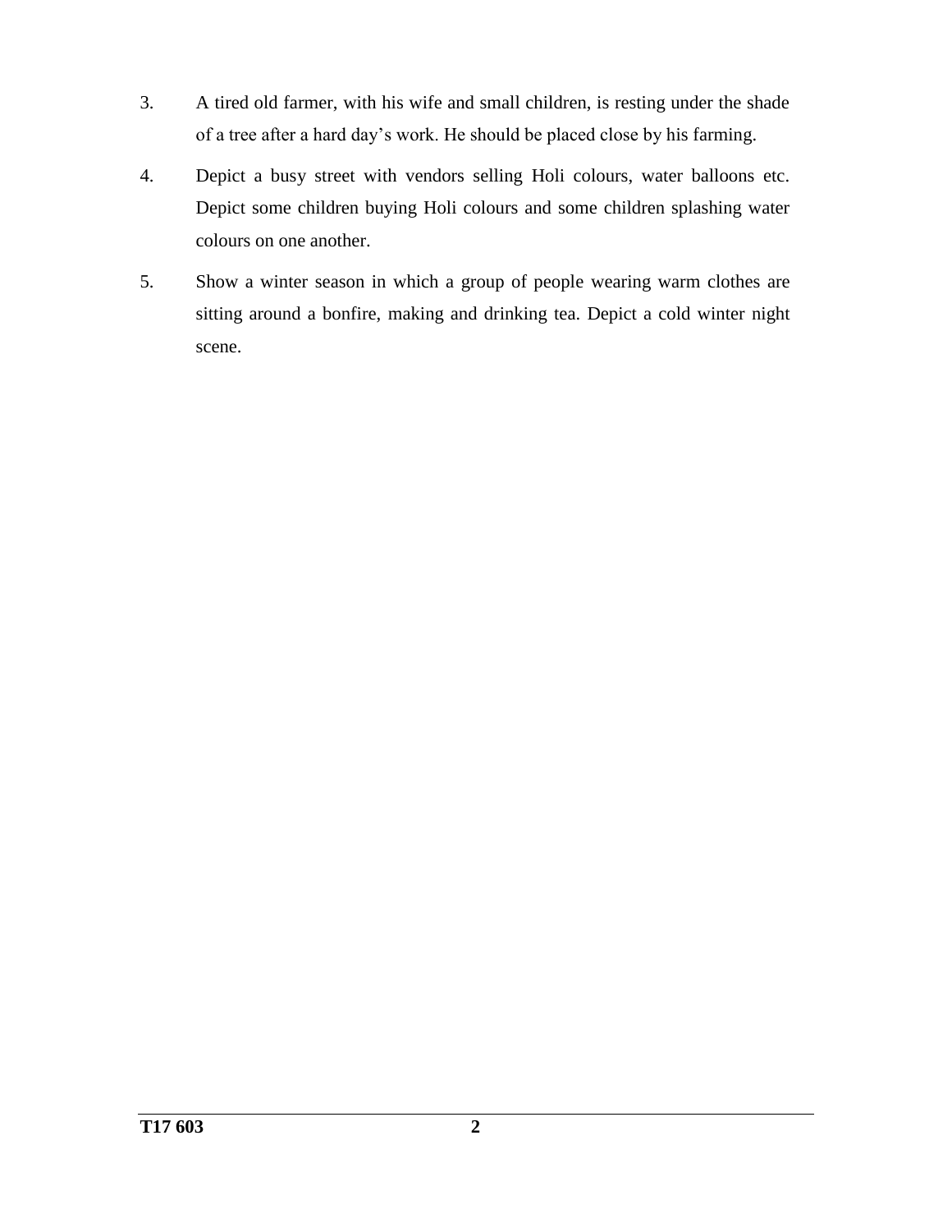3. A tired old farmer, with his wife and small children, is resting under the shade of a tree after a hard day's work. He should be placed close by his farming.

4. Depict a busy street with vendors selling Holi colours, water balloons etc. Depict some children buying Holi colours and some children splashing water colours on one another.

5. Show a winter season in which a group of people wearing warm clothes are sitting around a bonfire, making and drinking tea. Depict a cold winter night scene.